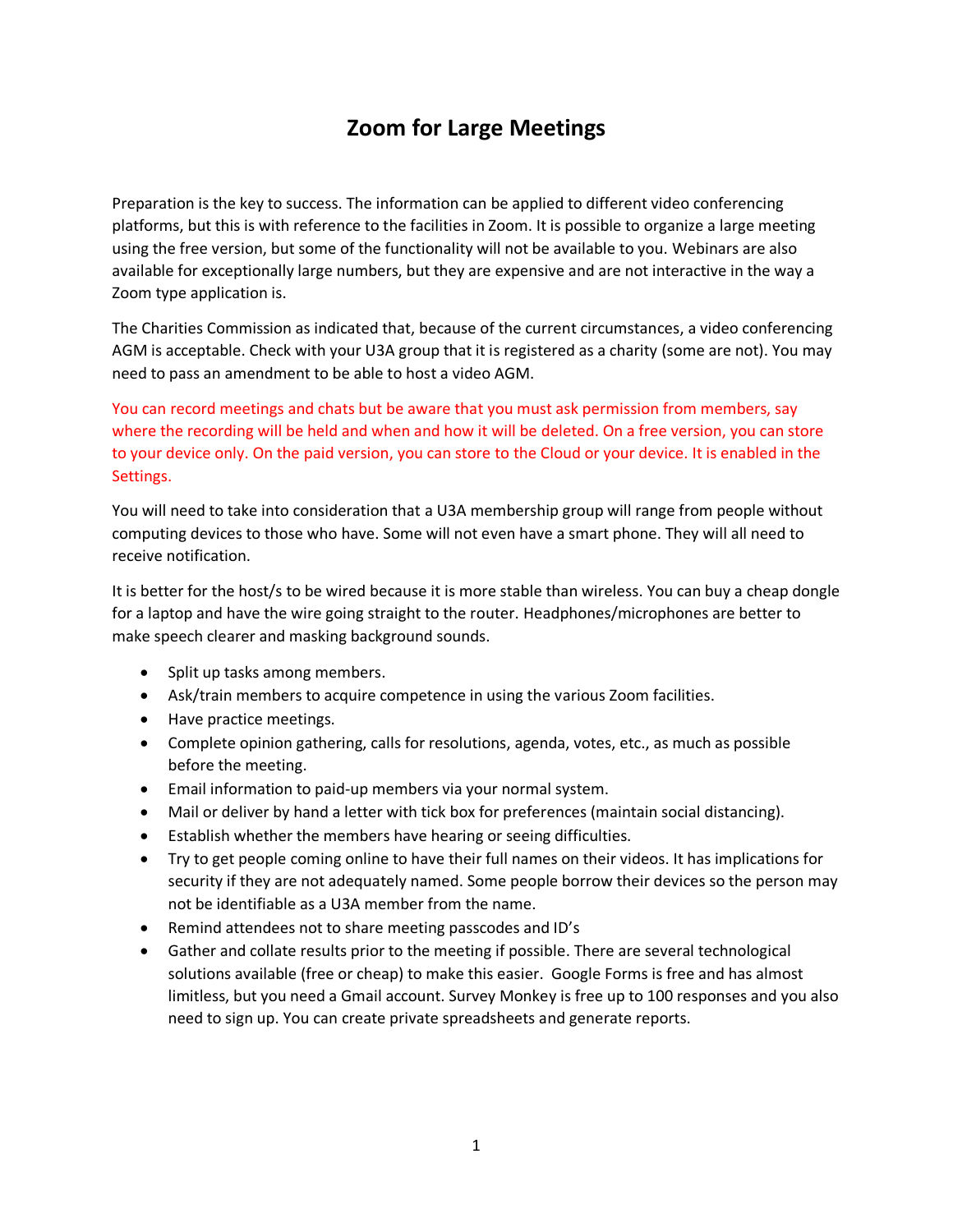# Zoom for Large Meetings

Preparation is the key to success. The information can be applied to different video conferencing platforms, but this is with reference to the facilities in Zoom. It is possible to organize a large meeting using the free version, but some of the functionality will not be available to you. Webinars are also available for exceptionally large numbers, but they are expensive and are not interactive in the way a Zoom type application is.

The Charities Commission as indicated that, because of the current circumstances, a video conferencing AGM is acceptable. Check with your U3A group that it is registered as a charity (some are not). You may need to pass an amendment to be able to host a video AGM.

You can record meetings and chats but be aware that you must ask permission from members, say where the recording will be held and when and how it will be deleted. On a free version, you can store to your device only. On the paid version, you can store to the Cloud or your device. It is enabled in the Settings.

You will need to take into consideration that a U3A membership group will range from people without computing devices to those who have. Some will not even have a smart phone. They will all need to receive notification.

It is better for the host/s to be wired because it is more stable than wireless. You can buy a cheap dongle for a laptop and have the wire going straight to the router. Headphones/microphones are better to make speech clearer and masking background sounds.

- Split up tasks among members.
- Ask/train members to acquire competence in using the various Zoom facilities.
- Have practice meetings.
- Complete opinion gathering, calls for resolutions, agenda, votes, etc., as much as possible before the meeting.
- Email information to paid-up members via your normal system.
- Mail or deliver by hand a letter with tick box for preferences (maintain social distancing).
- Establish whether the members have hearing or seeing difficulties.
- Try to get people coming online to have their full names on their videos. It has implications for security if they are not adequately named. Some people borrow their devices so the person may not be identifiable as a U3A member from the name.
- Remind attendees not to share meeting passcodes and ID's
- Gather and collate results prior to the meeting if possible. There are several technological solutions available (free or cheap) to make this easier. Google Forms is free and has almost limitless, but you need a Gmail account. Survey Monkey is free up to 100 responses and you also need to sign up. You can create private spreadsheets and generate reports.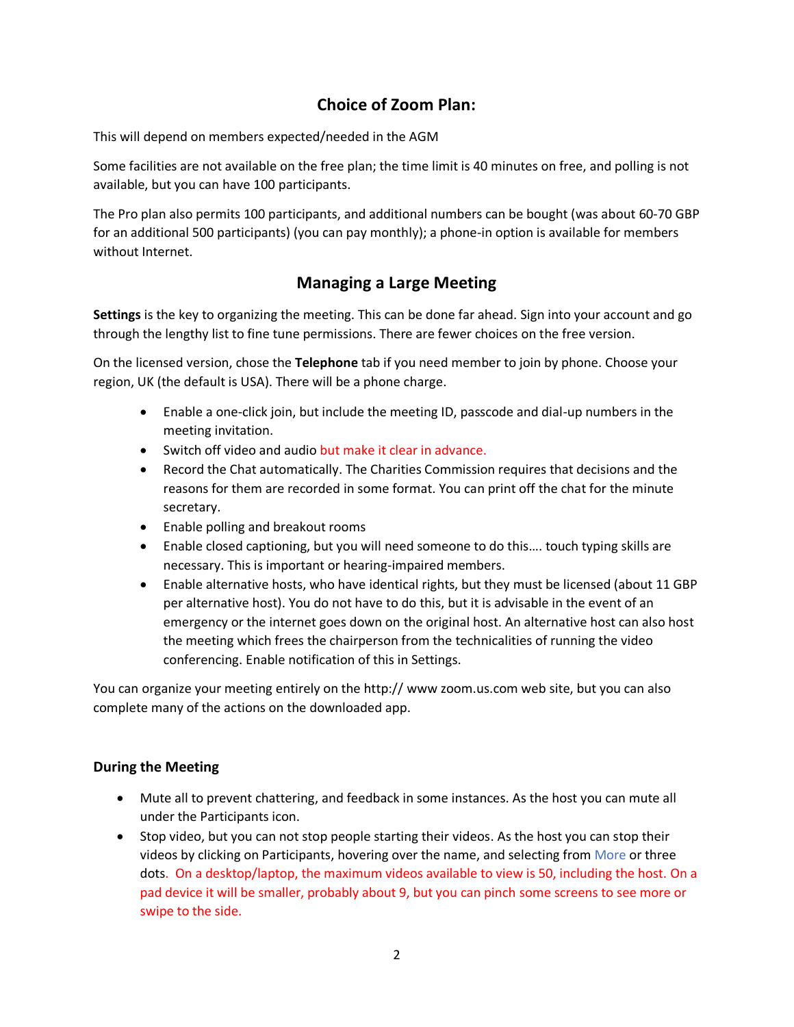## Choice of Zoom Plan:

This will depend on members expected/needed in the AGM

Some facilities are not available on the free plan; the time limit is 40 minutes on free, and polling is not available, but you can have 100 participants.

The Pro plan also permits 100 participants, and additional numbers can be bought (was about 60-70 GBP for an additional 500 participants) (you can pay monthly); a phone-in option is available for members without Internet.

## Managing a Large Meeting

**Settings** is the key to organizing the meeting. This can be done far ahead. Sign into your account and go through the lengthy list to fine tune permissions. There are fewer choices on the free version.

On the licensed version, chose the **Telephone** tab if you need member to join by phone. Choose your region, UK (the default is USA). There will be a phone charge.

- Enable a one-click join, but include the meeting ID, passcode and dial-up numbers in the meeting invitation.
- Switch off video and audio but make it clear in advance.
- Record the Chat automatically. The Charities Commission requires that decisions and the reasons for them are recorded in some format. You can print off the chat for the minute secretary.
- Enable polling and breakout rooms
- Enable closed captioning, but you will need someone to do this…. touch typing skills are necessary. This is important or hearing-impaired members.
- Enable alternative hosts, who have identical rights, but they must be licensed (about 11 GBP per alternative host). You do not have to do this, but it is advisable in the event of an emergency or the internet goes down on the original host. An alternative host can also host the meeting which frees the chairperson from the technicalities of running the video conferencing. Enable notification of this in Settings.

You can organize your meeting entirely on the http:// www zoom.us.com web site, but you can also complete many of the actions on the downloaded app.

### During the Meeting

- Mute all to prevent chattering, and feedback in some instances. As the host you can mute all under the Participants icon.
- Stop video, but you can not stop people starting their videos. As the host you can stop their videos by clicking on Participants, hovering over the name, and selecting from More or three dots. On a desktop/laptop, the maximum videos available to view is 50, including the host. On a pad device it will be smaller, probably about 9, but you can pinch some screens to see more or swipe to the side.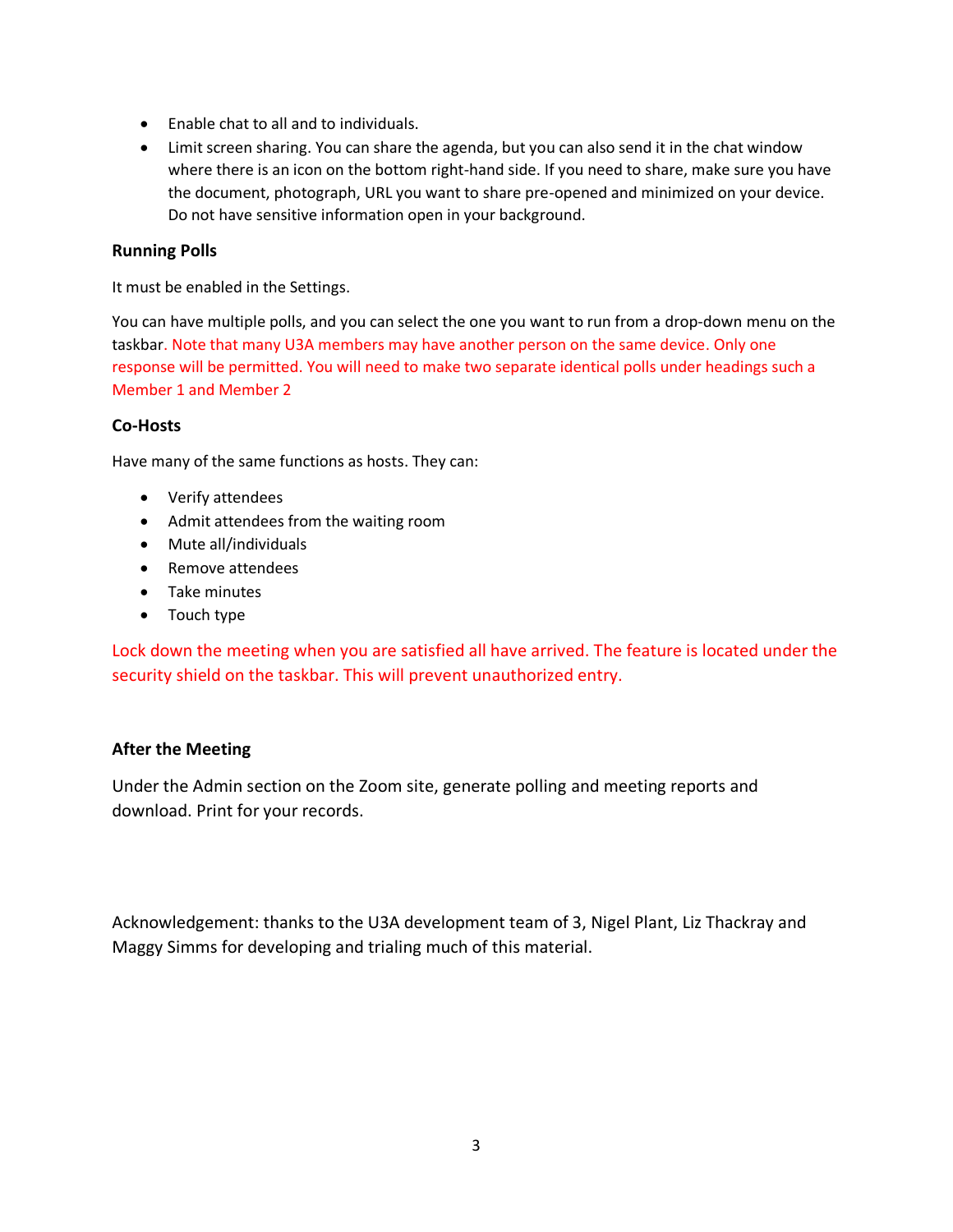- Enable chat to all and to individuals.
- Limit screen sharing. You can share the agenda, but you can also send it in the chat window where there is an icon on the bottom right-hand side. If you need to share, make sure you have the document, photograph, URL you want to share pre-opened and minimized on your device. Do not have sensitive information open in your background.

**Running Polls**

It must be enabled in the Settings.

You can have multiple polls, and you can select the one you want to run from a drop-down menu on the taskbar. Note that many U3A members may have another person on the same device. Only one response will be permitted. You will need to make two separate identical polls under headings such a Member 1 and Member 2

**Co-Hosts**

Have many of the same functions as hosts. They can:

- Verify attendees
- Admit attendees from the waiting room
- Mute all/individuals
- Remove attendees
- Take minutes
- Touch type

Lock down the meeting when you are satisfied all have arrived. The feature is located under the security shield on the taskbar. This will prevent unauthorized entry.

**After the Meeting**

Under the Admin section on the Zoom site, generate polling and meeting reports and download. Print for your records.

Acknowledgement: thanks to the U3A development team of 3, Nigel Plant, Liz Thackray and Maggy Simms for developing and trialing much of this material.